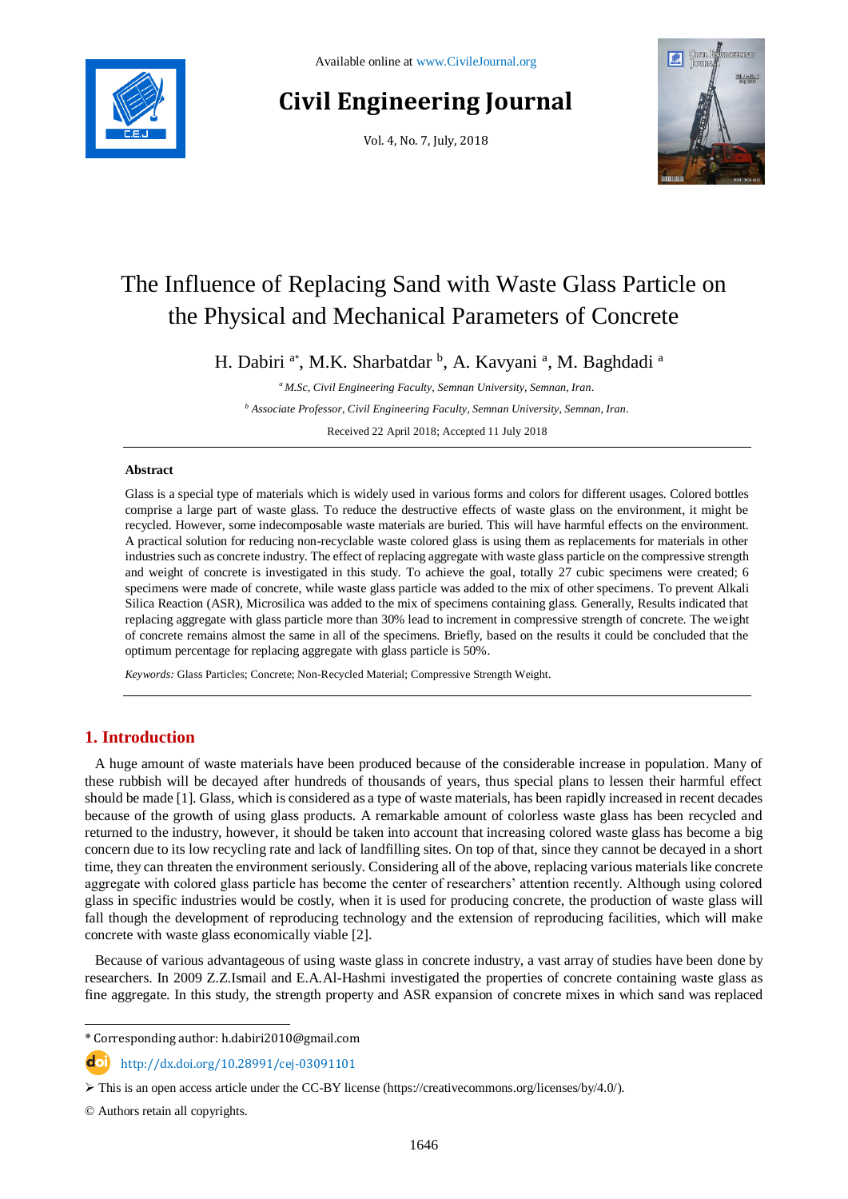Available online at www.CivileJournal.org

# Civil Engineering Journal

Vol. 4, No. 7, July, 2018

# The Influence of Replacing Sand with Waste Glass Particle on the Physical and Mechanical Parameters of Concrete

H. Dabiri [a*], M.K. Sharbatdar [b], A. Kavyani [a], M. Baghdadi [a]

[a] *M.Sc, Civil Engineering Faculty, Semnan University, Semnan, Iran.*

[b] *Associate Professor, Civil Engineering Faculty, Semnan University, Semnan, Iran.*

Received 22 April 2018; Accepted 11 July 2018

---

## Abstract

Glass is a special type of materials which is widely used in various forms and colors for different usages. Colored bottles comprise a large part of waste glass. To reduce the destructive effects of waste glass on the environment, it might be recycled. However, some indecomposable waste materials are buried. This will have harmful effects on the environment. A practical solution for reducing non-recyclable waste colored glass is using them as replacements for materials in other industries such as concrete industry. The effect of replacing aggregate with waste glass particle on the compressive strength and weight of concrete is investigated in this study. To achieve the goal, totally 27 cubic specimens were created; 6 specimens were made of concrete, while waste glass particle was added to the mix of other specimens. To prevent Alkali Silica Reaction (ASR), Microsilica was added to the mix of specimens containing glass. Generally, Results indicated that replacing aggregate with glass particle more than 30% lead to increment in compressive strength of concrete. The weight of concrete remains almost the same in all of the specimens. Briefly, based on the results it could be concluded that the optimum percentage for replacing aggregate with glass particle is 50%.

*Keywords:* Glass Particles; Concrete; Non-Recycled Material; Compressive Strength Weight.

---

## 1. Introduction

A huge amount of waste materials have been produced because of the considerable increase in population. Many of these rubbish will be decayed after hundreds of thousands of years, thus special plans to lessen their harmful effect should be made [1]. Glass, which is considered as a type of waste materials, has been rapidly increased in recent decades because of the growth of using glass products. A remarkable amount of colorless waste glass has been recycled and returned to the industry, however, it should be taken into account that increasing colored waste glass has become a big concern due to its low recycling rate and lack of landfilling sites. On top of that, since they cannot be decayed in a short time, they can threaten the environment seriously. Considering all of the above, replacing various materials like concrete aggregate with colored glass particle has become the center of researchers' attention recently. Although using colored glass in specific industries would be costly, when it is used for producing concrete, the production of waste glass will fall though the development of reproducing technology and the extension of reproducing facilities, which will make concrete with waste glass economically viable [2].

Because of various advantageous of using waste glass in concrete industry, a vast array of studies have been done by researchers. In 2009 Z.Z.Ismail and E.A.Al-Hashmi investigated the properties of concrete containing waste glass as fine aggregate. In this study, the strength property and ASR expansion of concrete mixes in which sand was replaced

---

\* Corresponding author: h.dabiri2010@gmail.com

http://dx.doi.org/10.28991/cej-03091101

➢ This is an open access article under the CC-BY license (https://creativecommons.org/licenses/by/4.0/).

© Authors retain all copyrights.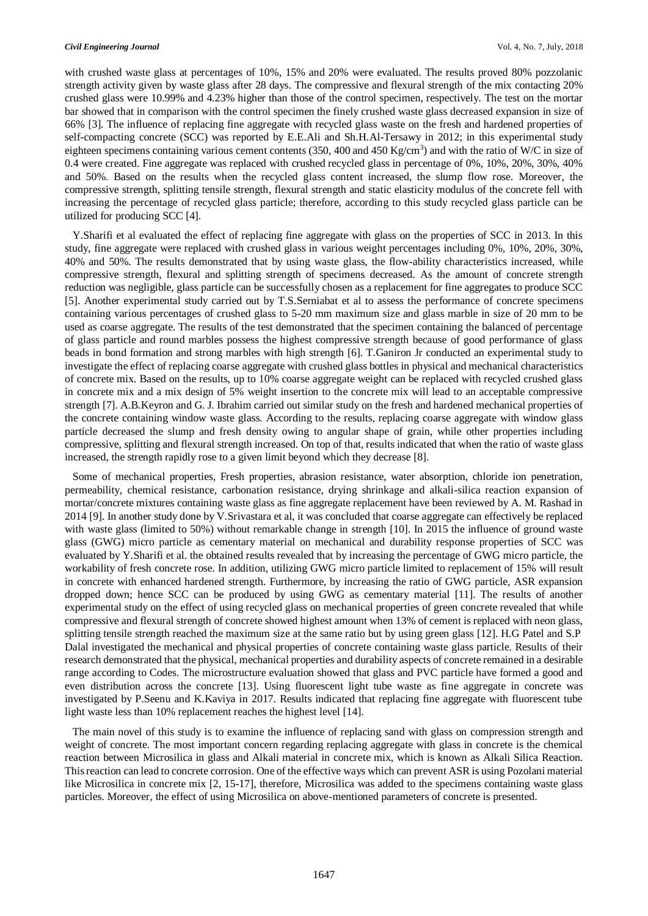with crushed waste glass at percentages of 10%, 15% and 20% were evaluated. The results proved 80% pozzolanic strength activity given by waste glass after 28 days. The compressive and flexural strength of the mix contacting 20% crushed glass were 10.99% and 4.23% higher than those of the control specimen, respectively. The test on the mortar bar showed that in comparison with the control specimen the finely crushed waste glass decreased expansion in size of 66% [3]. The influence of replacing fine aggregate with recycled glass waste on the fresh and hardened properties of self-compacting concrete (SCC) was reported by E.E.Ali and Sh.H.Al-Tersawy in 2012; in this experimental study eighteen specimens containing various cement contents (350, 400 and 450 $Kg/cm^3$) and with the ratio of W/C in size of 0.4 were created. Fine aggregate was replaced with crushed recycled glass in percentage of 0%, 10%, 20%, 30%, 40% and 50%. Based on the results when the recycled glass content increased, the slump flow rose. Moreover, the compressive strength, splitting tensile strength, flexural strength and static elasticity modulus of the concrete fell with increasing the percentage of recycled glass particle; therefore, according to this study recycled glass particle can be utilized for producing SCC [4].

Y.Sharifi et al evaluated the effect of replacing fine aggregate with glass on the properties of SCC in 2013. In this study, fine aggregate were replaced with crushed glass in various weight percentages including 0%, 10%, 20%, 30%, 40% and 50%. The results demonstrated that by using waste glass, the flow-ability characteristics increased, while compressive strength, flexural and splitting strength of specimens decreased. As the amount of concrete strength reduction was negligible, glass particle can be successfully chosen as a replacement for fine aggregates to produce SCC [5]. Another experimental study carried out by T.S.Serniabat et al to assess the performance of concrete specimens containing various percentages of crushed glass to 5-20 mm maximum size and glass marble in size of 20 mm to be used as coarse aggregate. The results of the test demonstrated that the specimen containing the balanced of percentage of glass particle and round marbles possess the highest compressive strength because of good performance of glass beads in bond formation and strong marbles with high strength [6]. T.Ganiron Jr conducted an experimental study to investigate the effect of replacing coarse aggregate with crushed glass bottles in physical and mechanical characteristics of concrete mix. Based on the results, up to 10% coarse aggregate weight can be replaced with recycled crushed glass in concrete mix and a mix design of 5% weight insertion to the concrete mix will lead to an acceptable compressive strength [7]. A.B.Keyron and G. J. Ibrahim carried out similar study on the fresh and hardened mechanical properties of the concrete containing window waste glass. According to the results, replacing coarse aggregate with window glass particle decreased the slump and fresh density owing to angular shape of grain, while other properties including compressive, splitting and flexural strength increased. On top of that, results indicated that when the ratio of waste glass increased, the strength rapidly rose to a given limit beyond which they decrease [8].

Some of mechanical properties, Fresh properties, abrasion resistance, water absorption, chloride ion penetration, permeability, chemical resistance, carbonation resistance, drying shrinkage and alkali-silica reaction expansion of mortar/concrete mixtures containing waste glass as fine aggregate replacement have been reviewed by A. M. Rashad in 2014 [9]. In another study done by V.Srivastara et al, it was concluded that coarse aggregate can effectively be replaced with waste glass (limited to 50%) without remarkable change in strength [10]. In 2015 the influence of ground waste glass (GWG) micro particle as cementary material on mechanical and durability response properties of SCC was evaluated by Y.Sharifi et al. the obtained results revealed that by increasing the percentage of GWG micro particle, the workability of fresh concrete rose. In addition, utilizing GWG micro particle limited to replacement of 15% will result in concrete with enhanced hardened strength. Furthermore, by increasing the ratio of GWG particle, ASR expansion dropped down; hence SCC can be produced by using GWG as cementary material [11]. The results of another experimental study on the effect of using recycled glass on mechanical properties of green concrete revealed that while compressive and flexural strength of concrete showed highest amount when 13% of cement is replaced with neon glass, splitting tensile strength reached the maximum size at the same ratio but by using green glass [12]. H.G Patel and S.P Dalal investigated the mechanical and physical properties of concrete containing waste glass particle. Results of their research demonstrated that the physical, mechanical properties and durability aspects of concrete remained in a desirable range according to Codes. The microstructure evaluation showed that glass and PVC particle have formed a good and even distribution across the concrete [13]. Using fluorescent light tube waste as fine aggregate in concrete was investigated by P.Seenu and K.Kaviya in 2017. Results indicated that replacing fine aggregate with fluorescent tube light waste less than 10% replacement reaches the highest level [14].

The main novel of this study is to examine the influence of replacing sand with glass on compression strength and weight of concrete. The most important concern regarding replacing aggregate with glass in concrete is the chemical reaction between Microsilica in glass and Alkali material in concrete mix, which is known as Alkali Silica Reaction. This reaction can lead to concrete corrosion. One of the effective ways which can prevent ASR is using Pozolani material like Microsilica in concrete mix [2, 15-17], therefore, Microsilica was added to the specimens containing waste glass particles. Moreover, the effect of using Microsilica on above-mentioned parameters of concrete is presented.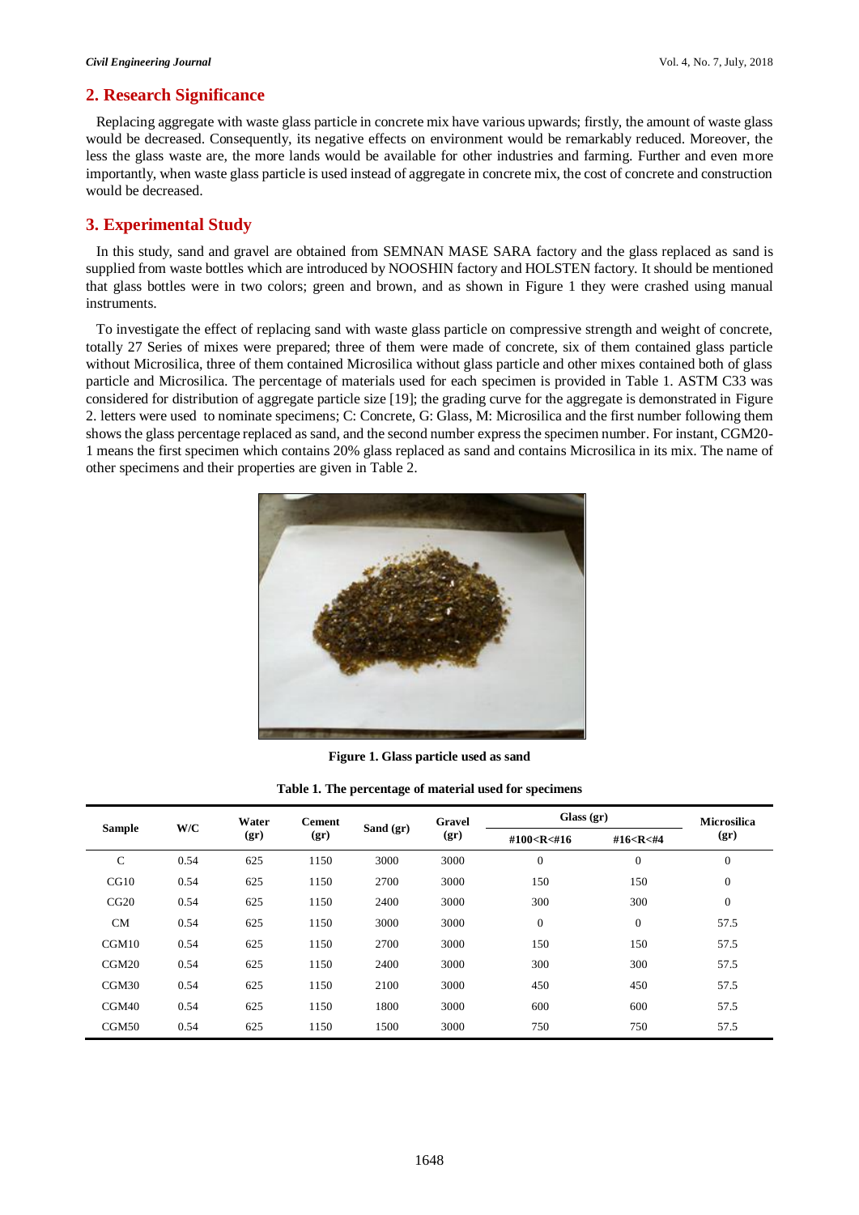## 2. Research Significance

Replacing aggregate with waste glass particle in concrete mix have various upwards; firstly, the amount of waste glass would be decreased. Consequently, its negative effects on environment would be remarkably reduced. Moreover, the less the glass waste are, the more lands would be available for other industries and farming. Further and even more importantly, when waste glass particle is used instead of aggregate in concrete mix, the cost of concrete and construction would be decreased.

## 3. Experimental Study

In this study, sand and gravel are obtained from SEMNAN MASE SARA factory and the glass replaced as sand is supplied from waste bottles which are introduced by NOOSHIN factory and HOLSTEN factory. It should be mentioned that glass bottles were in two colors; green and brown, and as shown in Figure 1 they were crashed using manual instruments.

To investigate the effect of replacing sand with waste glass particle on compressive strength and weight of concrete, totally 27 Series of mixes were prepared; three of them were made of concrete, six of them contained glass particle without Microsilica, three of them contained Microsilica without glass particle and other mixes contained both of glass particle and Microsilica. The percentage of materials used for each specimen is provided in Table 1. ASTM C33 was considered for distribution of aggregate particle size [19]; the grading curve for the aggregate is demonstrated in Figure 2. letters were used to nominate specimens; C: Concrete, G: Glass, M: Microsilica and the first number following them shows the glass percentage replaced as sand, and the second number express the specimen number. For instant, CGM20-1 means the first specimen which contains 20% glass replaced as sand and contains Microsilica in its mix. The name of other specimens and their properties are given in Table 2.

**Figure 1. Glass particle used as sand**

**Table 1. The percentage of material used for specimens**

| Sample | W/C | Water (gr) | Cement (gr) | Sand (gr) | Gravel (gr) | Glass (gr) | | Microsilica (gr) |
|---|---|---|---|---|---|---|---|---|
| | | | | | | #100<R<#16 | #16<R<#4 | |
| C | 0.54 | 625 | 1150 | 3000 | 3000 | 0 | 0 | 0 |
| CG10 | 0.54 | 625 | 1150 | 2700 | 3000 | 150 | 150 | 0 |
| CG20 | 0.54 | 625 | 1150 | 2400 | 3000 | 300 | 300 | 0 |
| CM | 0.54 | 625 | 1150 | 3000 | 3000 | 0 | 0 | 57.5 |
| CGM10 | 0.54 | 625 | 1150 | 2700 | 3000 | 150 | 150 | 57.5 |
| CGM20 | 0.54 | 625 | 1150 | 2400 | 3000 | 300 | 300 | 57.5 |
| CGM30 | 0.54 | 625 | 1150 | 2100 | 3000 | 450 | 450 | 57.5 |
| CGM40 | 0.54 | 625 | 1150 | 1800 | 3000 | 600 | 600 | 57.5 |
| CGM50 | 0.54 | 625 | 1150 | 1500 | 3000 | 750 | 750 | 57.5 |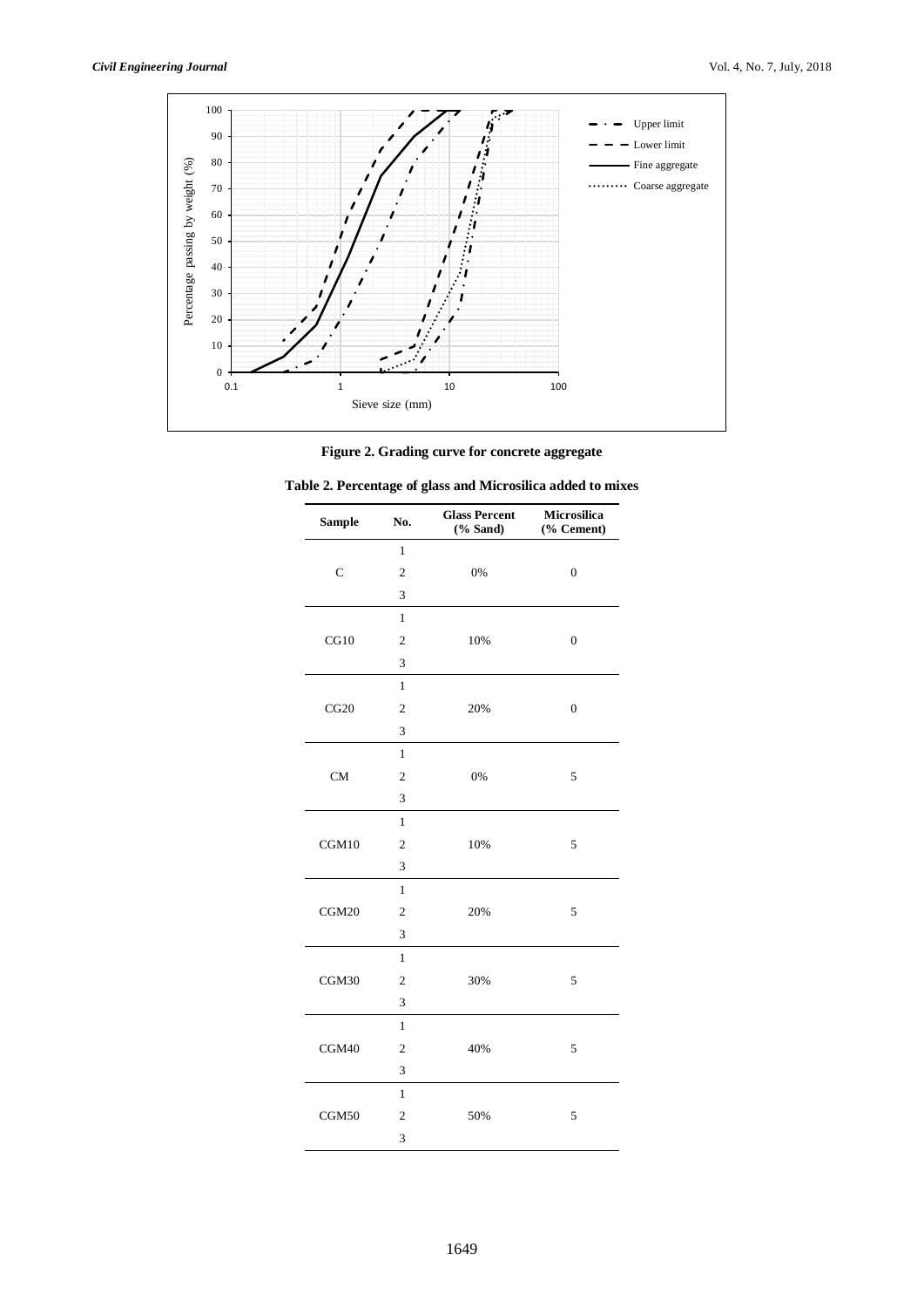Figure 2. Grading curve for concrete aggregate

**Table 2. Percentage of glass and Microsilica added to mixes**

| Sample | No. | Glass Percent (% Sand) | Microsilica (% Cement) |
|---|---|---|---|
| C | 1 | 0% | 0 |
| | 2 | | |
| | 3 | | |
| CG10 | 1 | 10% | 0 |
| | 2 | | |
| | 3 | | |
| CG20 | 1 | 20% | 0 |
| | 2 | | |
| | 3 | | |
| CM | 1 | 0% | 5 |
| | 2 | | |
| | 3 | | |
| CGM10 | 1 | 10% | 5 |
| | 2 | | |
| | 3 | | |
| CGM20 | 1 | 20% | 5 |
| | 2 | | |
| | 3 | | |
| CGM30 | 1 | 30% | 5 |
| | 2 | | |
| | 3 | | |
| CGM40 | 1 | 40% | 5 |
| | 2 | | |
| | 3 | | |
| CGM50 | 1 | 50% | 5 |
| | 2 | | |
| | 3 | | |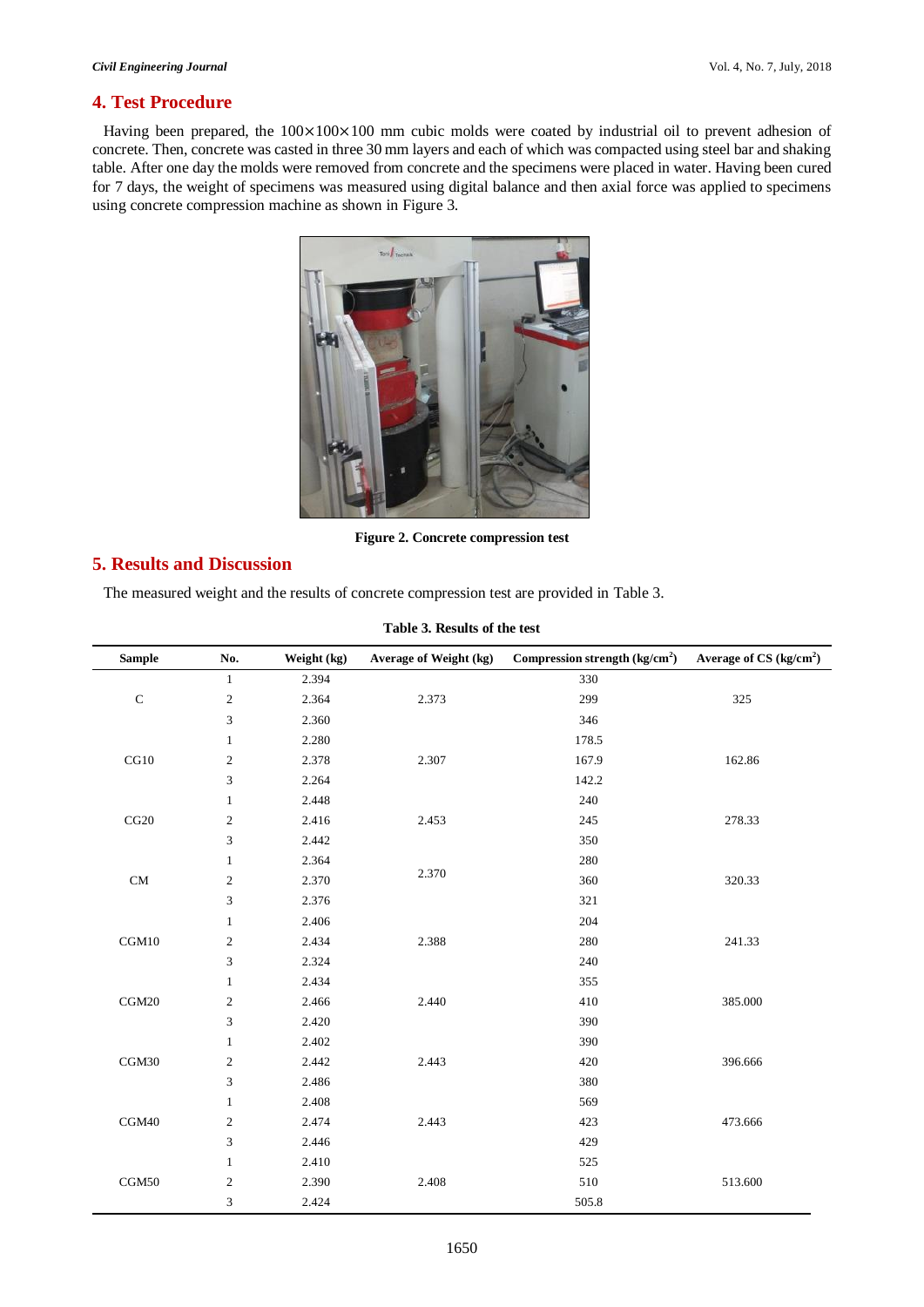## 4. Test Procedure

Having been prepared, the 100×100×100 mm cubic molds were coated by industrial oil to prevent adhesion of concrete. Then, concrete was casted in three 30 mm layers and each of which was compacted using steel bar and shaking table. After one day the molds were removed from concrete and the specimens were placed in water. Having been cured for 7 days, the weight of specimens was measured using digital balance and then axial force was applied to specimens using concrete compression machine as shown in Figure 3.

**Figure 2. Concrete compression test**

## 5. Results and Discussion

The measured weight and the results of concrete compression test are provided in Table 3.

**Table 3. Results of the test**

| Sample | No. | Weight (kg) | Average of Weight (kg) | Compression strength (kg/cm$^2$) | Average of CS (kg/cm$^2$) |
|---|---|---|---|---|---|
| | 1 | 2.394 | | 330 | |
| C | 2 | 2.364 | 2.373 | 299 | 325 |
| | 3 | 2.360 | | 346 | |
| | 1 | 2.280 | | 178.5 | |
| CG10 | 2 | 2.378 | 2.307 | 167.9 | 162.86 |
| | 3 | 2.264 | | 142.2 | |
| | 1 | 2.448 | | 240 | |
| CG20 | 2 | 2.416 | 2.453 | 245 | 278.33 |
| | 3 | 2.442 | | 350 | |
| | 1 | 2.364 | | 280 | |
| CM | 2 | 2.370 | 2.370 | 360 | 320.33 |
| | 3 | 2.376 | | 321 | |
| | 1 | 2.406 | | 204 | |
| CGM10 | 2 | 2.434 | 2.388 | 280 | 241.33 |
| | 3 | 2.324 | | 240 | |
| | 1 | 2.434 | | 355 | |
| CGM20 | 2 | 2.466 | 2.440 | 410 | 385.000 |
| | 3 | 2.420 | | 390 | |
| | 1 | 2.402 | | 390 | |
| CGM30 | 2 | 2.442 | 2.443 | 420 | 396.666 |
| | 3 | 2.486 | | 380 | |
| | 1 | 2.408 | | 569 | |
| CGM40 | 2 | 2.474 | 2.443 | 423 | 473.666 |
| | 3 | 2.446 | | 429 | |
| | 1 | 2.410 | | 525 | |
| CGM50 | 2 | 2.390 | 2.408 | 510 | 513.600 |
| | 3 | 2.424 | | 505.8 | |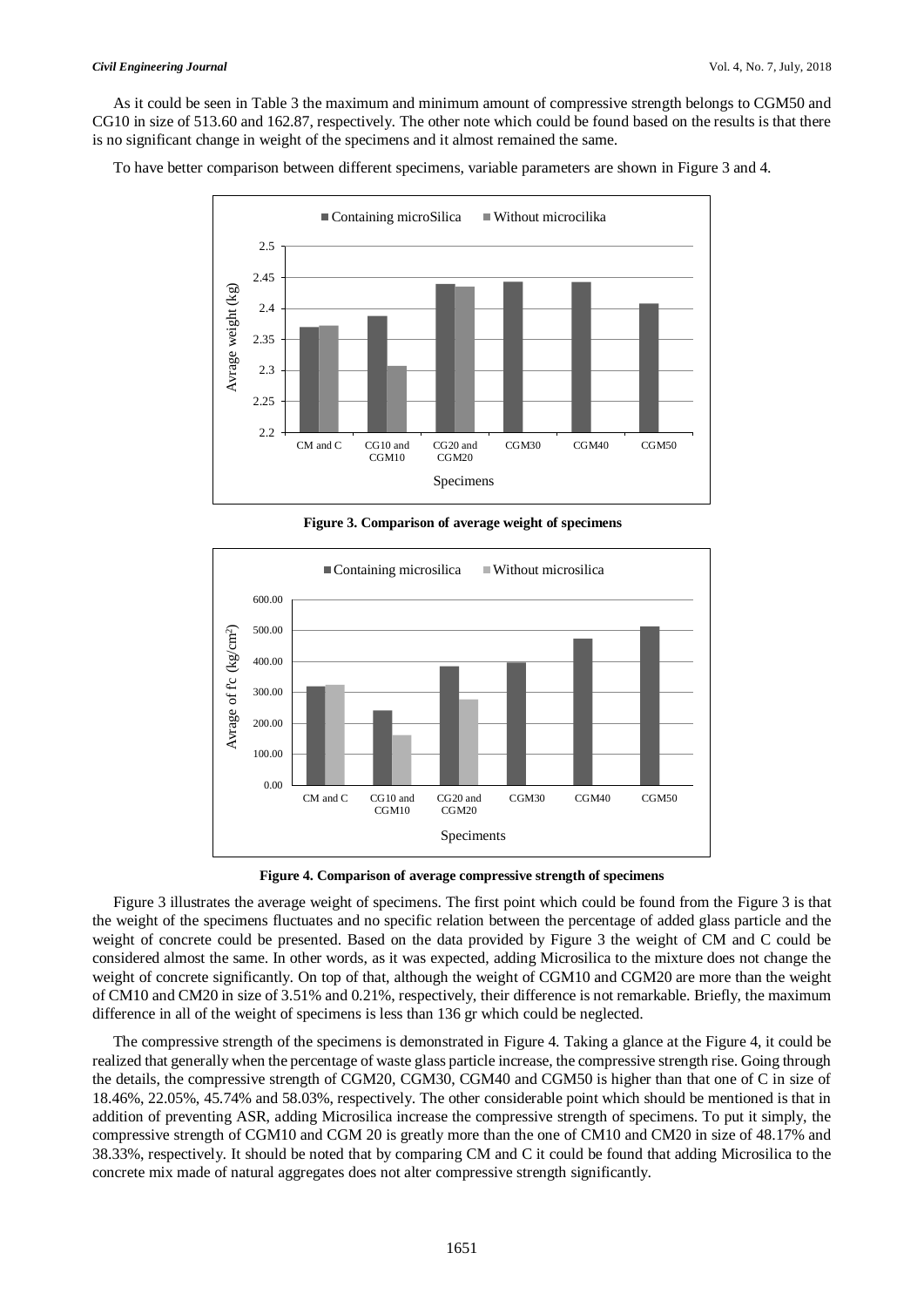As it could be seen in Table 3 the maximum and minimum amount of compressive strength belongs to CGM50 and CG10 in size of 513.60 and 162.87, respectively. The other note which could be found based on the results is that there is no significant change in weight of the specimens and it almost remained the same.

To have better comparison between different specimens, variable parameters are shown in Figure 3 and 4.

**Figure 3. Comparison of average weight of specimens**

**Figure 4. Comparison of average compressive strength of specimens**

Figure 3 illustrates the average weight of specimens. The first point which could be found from the Figure 3 is that the weight of the specimens fluctuates and no specific relation between the percentage of added glass particle and the weight of concrete could be presented. Based on the data provided by Figure 3 the weight of CM and C could be considered almost the same. In other words, as it was expected, adding Microsilica to the mixture does not change the weight of concrete significantly. On top of that, although the weight of CGM10 and CGM20 are more than the weight of CM10 and CM20 in size of 3.51% and 0.21%, respectively, their difference is not remarkable. Briefly, the maximum difference in all of the weight of specimens is less than 136 gr which could be neglected.

The compressive strength of the specimens is demonstrated in Figure 4. Taking a glance at the Figure 4, it could be realized that generally when the percentage of waste glass particle increase, the compressive strength rise. Going through the details, the compressive strength of CGM20, CGM30, CGM40 and CGM50 is higher than that one of C in size of 18.46%, 22.05%, 45.74% and 58.03%, respectively. The other considerable point which should be mentioned is that in addition of preventing ASR, adding Microsilica increase the compressive strength of specimens. To put it simply, the compressive strength of CGM10 and CGM 20 is greatly more than the one of CM10 and CM20 in size of 48.17% and 38.33%, respectively. It should be noted that by comparing CM and C it could be found that adding Microsilica to the concrete mix made of natural aggregates does not alter compressive strength significantly.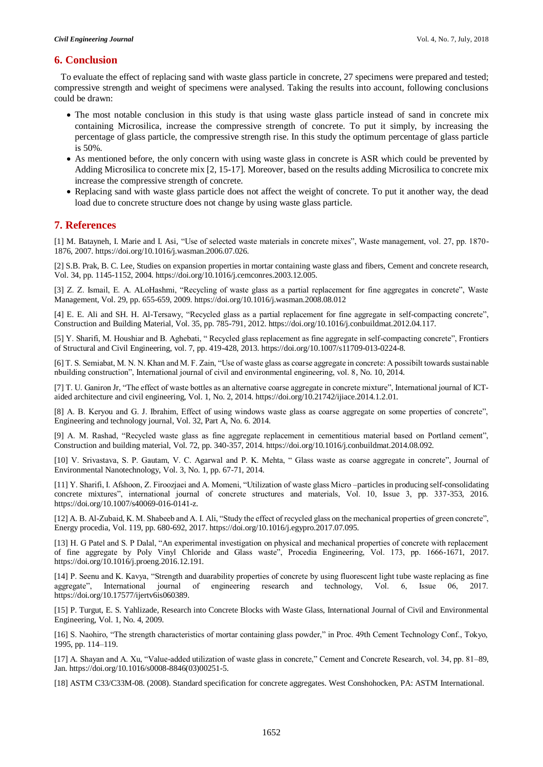## 6. Conclusion

To evaluate the effect of replacing sand with waste glass particle in concrete, 27 specimens were prepared and tested; compressive strength and weight of specimens were analysed. Taking the results into account, following conclusions could be drawn:

- The most notable conclusion in this study is that using waste glass particle instead of sand in concrete mix containing Microsilica, increase the compressive strength of concrete. To put it simply, by increasing the percentage of glass particle, the compressive strength rise. In this study the optimum percentage of glass particle is 50%.
- As mentioned before, the only concern with using waste glass in concrete is ASR which could be prevented by Adding Microsilica to concrete mix [2, 15-17]. Moreover, based on the results adding Microsilica to concrete mix increase the compressive strength of concrete.
- Replacing sand with waste glass particle does not affect the weight of concrete. To put it another way, the dead load due to concrete structure does not change by using waste glass particle.

## 7. References

[1] M. Batayneh, I. Marie and I. Asi, "Use of selected waste materials in concrete mixes", Waste management, vol. 27, pp. 1870-1876, 2007. https://doi.org/10.1016/j.wasman.2006.07.026.

[2] S.B. Prak, B. C. Lee, Studies on expansion properties in mortar containing waste glass and fibers, Cement and concrete research, Vol. 34, pp. 1145-1152, 2004. https://doi.org/10.1016/j.cemconres.2003.12.005.

[3] Z. Z. Ismail, E. A. ALoHashmi, "Recycling of waste glass as a partial replacement for fine aggregates in concrete", Waste Management, Vol. 29, pp. 655-659, 2009. https://doi.org/10.1016/j.wasman.2008.08.012

[4] E. E. Ali and SH. H. Al-Tersawy, "Recycled glass as a partial replacement for fine aggregate in self-compacting concrete", Construction and Building Material, Vol. 35, pp. 785-791, 2012. https://doi.org/10.1016/j.conbuildmat.2012.04.117.

[5] Y. Sharifi, M. Houshiar and B. Aghebati, " Recycled glass replacement as fine aggregate in self-compacting concrete", Frontiers of Structural and Civil Engineering, vol. 7, pp. 419-428, 2013. https://doi.org/10.1007/s11709-013-0224-8.

[6] T. S. Semiabat, M. N. N. Khan and M. F. Zain, "Use of waste glass as coarse aggregate in concrete: A possibilt towards sustainable nbuilding construction", International journal of civil and environmental engineering, vol. 8, No. 10, 2014.

[7] T. U. Ganiron Jr, "The effect of waste bottles as an alternative coarse aggregate in concrete mixture", International journal of ICT-aided architecture and civil engineering, Vol. 1, No. 2, 2014. https://doi.org/10.21742/ijiace.2014.1.2.01.

[8] A. B. Keryou and G. J. Ibrahim, Effect of using windows waste glass as coarse aggregate on some properties of concrete", Engineering and technology journal, Vol. 32, Part A, No. 6. 2014.

[9] A. M. Rashad, "Recycled waste glass as fine aggregate replacement in cementitious material based on Portland cement", Construction and building material, Vol. 72, pp. 340-357, 2014. https://doi.org/10.1016/j.conbuildmat.2014.08.092.

[10] V. Srivastava, S. P. Gautam, V. C. Agarwal and P. K. Mehta, " Glass waste as coarse aggregate in concrete", Journal of Environmental Nanotechnology, Vol. 3, No. 1, pp. 67-71, 2014.

[11] Y. Sharifi, I. Afshoon, Z. Firoozjaei and A. Momeni, "Utilization of waste glass Micro –particles in producing self-consolidating concrete mixtures", international journal of concrete structures and materials, Vol. 10, Issue 3, pp. 337-353, 2016. https://doi.org/10.1007/s40069-016-0141-z.

[12] A. B. Al-Zubaid, K. M. Shabeeb and A. I. Ali, "Study the effect of recycled glass on the mechanical properties of green concrete", Energy procedia, Vol. 119, pp. 680-692, 2017. https://doi.org/10.1016/j.egypro.2017.07.095.

[13] H. G Patel and S. P Dalal, "An experimental investigation on physical and mechanical properties of concrete with replacement of fine aggregate by Poly Vinyl Chloride and Glass waste", Procedia Engineering, Vol. 173, pp. 1666-1671, 2017. https://doi.org/10.1016/j.proeng.2016.12.191.

[14] P. Seenu and K. Kavya, "Strength and durability properties of concrete by using fluorescent light tube waste replacing as fine aggregate", International journal of engineering research and technology, Vol. 6, Issue 06, 2017. https://doi.org/10.17577/ijertv6is060389.

[15] P. Turgut, E. S. Yahlizade, Research into Concrete Blocks with Waste Glass, International Journal of Civil and Environmental Engineering, Vol. 1, No. 4, 2009.

[16] S. Naohiro, "The strength characteristics of mortar containing glass powder," in Proc. 49th Cement Technology Conf., Tokyo, 1995, pp. 114–119.

[17] A. Shayan and A. Xu, "Value-added utilization of waste glass in concrete," Cement and Concrete Research, vol. 34, pp. 81–89, Jan. https://doi.org/10.1016/s0008-8846(03)00251-5.

[18] ASTM C33/C33M-08. (2008). Standard specification for concrete aggregates. West Conshohocken, PA: ASTM International.